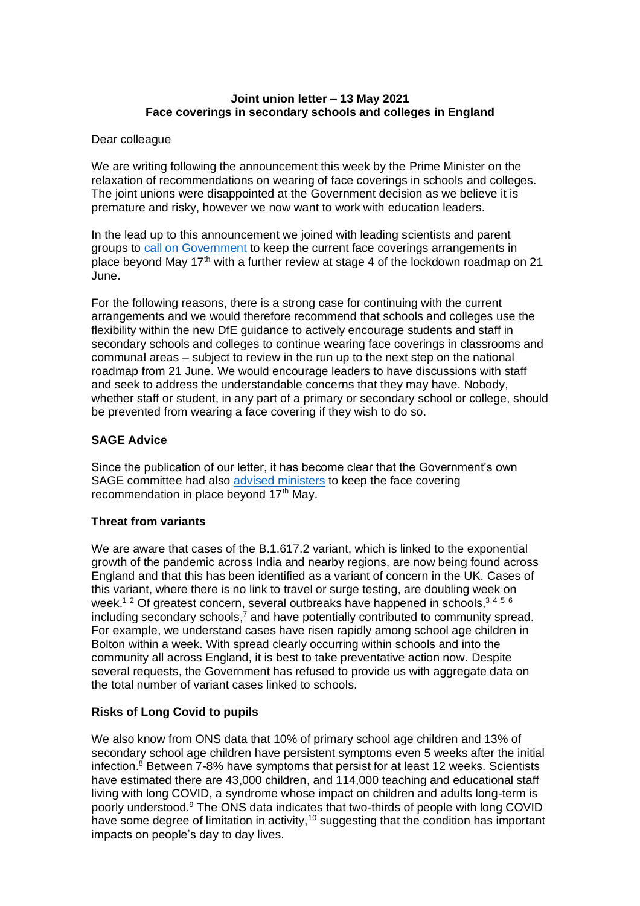**Joint union letter – 13 May 2021**
**Face coverings in secondary schools and colleges in England**

Dear colleague

We are writing following the announcement this week by the Prime Minister on the relaxation of recommendations on wearing of face coverings in schools and colleges. The joint unions were disappointed at the Government decision as we believe it is premature and risky, however we now want to work with education leaders.

In the lead up to this announcement we joined with leading scientists and parent groups to call on Government to keep the current face coverings arrangements in place beyond May 17th with a further review at stage 4 of the lockdown roadmap on 21 June.

For the following reasons, there is a strong case for continuing with the current arrangements and we would therefore recommend that schools and colleges use the flexibility within the new DfE guidance to actively encourage students and staff in secondary schools and colleges to continue wearing face coverings in classrooms and communal areas – subject to review in the run up to the next step on the national roadmap from 21 June. We would encourage leaders to have discussions with staff and seek to address the understandable concerns that they may have. Nobody, whether staff or student, in any part of a primary or secondary school or college, should be prevented from wearing a face covering if they wish to do so.

**SAGE Advice**

Since the publication of our letter, it has become clear that the Government's own SAGE committee had also advised ministers to keep the face covering recommendation in place beyond 17th May.

**Threat from variants**

We are aware that cases of the B.1.617.2 variant, which is linked to the exponential growth of the pandemic across India and nearby regions, are now being found across England and that this has been identified as a variant of concern in the UK. Cases of this variant, where there is no link to travel or surge testing, are doubling week on week.[1 2] Of greatest concern, several outbreaks have happened in schools,[3 4 5 6] including secondary schools,[7] and have potentially contributed to community spread. For example, we understand cases have risen rapidly among school age children in Bolton within a week. With spread clearly occurring within schools and into the community all across England, it is best to take preventative action now. Despite several requests, the Government has refused to provide us with aggregate data on the total number of variant cases linked to schools.

**Risks of Long Covid to pupils**

We also know from ONS data that 10% of primary school age children and 13% of secondary school age children have persistent symptoms even 5 weeks after the initial infection.[8] Between 7-8% have symptoms that persist for at least 12 weeks. Scientists have estimated there are 43,000 children, and 114,000 teaching and educational staff living with long COVID, a syndrome whose impact on children and adults long-term is poorly understood.[9] The ONS data indicates that two-thirds of people with long COVID have some degree of limitation in activity,[10] suggesting that the condition has important impacts on people's day to day lives.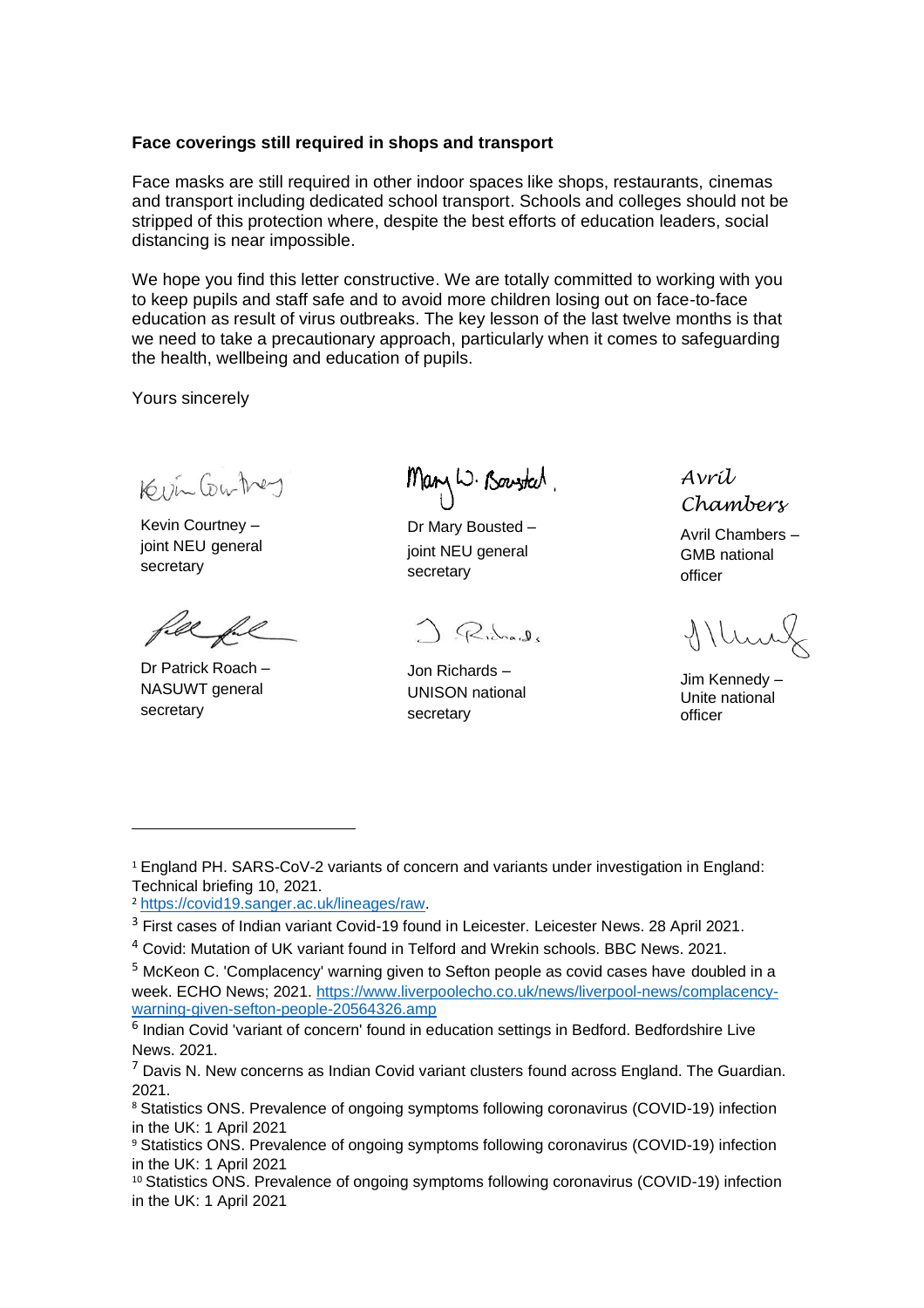**Face coverings still required in shops and transport**

Face masks are still required in other indoor spaces like shops, restaurants, cinemas and transport including dedicated school transport. Schools and colleges should not be stripped of this protection where, despite the best efforts of education leaders, social distancing is near impossible.

We hope you find this letter constructive. We are totally committed to working with you to keep pupils and staff safe and to avoid more children losing out on face-to-face education as result of virus outbreaks. The key lesson of the last twelve months is that we need to take a precautionary approach, particularly when it comes to safeguarding the health, wellbeing and education of pupils.

Yours sincerely

Kevin Courtney – joint NEU general secretary

Dr Mary Bousted – joint NEU general secretary

Avril Chambers

Avril Chambers – GMB national officer

Dr Patrick Roach – NASUWT general secretary

Jon Richards – UNISON national secretary

Jim Kennedy – Unite national officer

---

[1] England PH. SARS-CoV-2 variants of concern and variants under investigation in England: Technical briefing 10, 2021.

[2] https://covid19.sanger.ac.uk/lineages/raw.

[3] First cases of Indian variant Covid-19 found in Leicester. Leicester News. 28 April 2021.

[4] Covid: Mutation of UK variant found in Telford and Wrekin schools. BBC News. 2021.

[5] McKeon C. 'Complacency' warning given to Sefton people as covid cases have doubled in a week. ECHO News; 2021. https://www.liverpoolecho.co.uk/news/liverpool-news/complacency-warning-given-sefton-people-20564326.amp

[6] Indian Covid 'variant of concern' found in education settings in Bedford. Bedfordshire Live News. 2021.

[7] Davis N. New concerns as Indian Covid variant clusters found across England. The Guardian. 2021.

[8] Statistics ONS. Prevalence of ongoing symptoms following coronavirus (COVID-19) infection in the UK: 1 April 2021

[9] Statistics ONS. Prevalence of ongoing symptoms following coronavirus (COVID-19) infection in the UK: 1 April 2021

[10] Statistics ONS. Prevalence of ongoing symptoms following coronavirus (COVID-19) infection in the UK: 1 April 2021